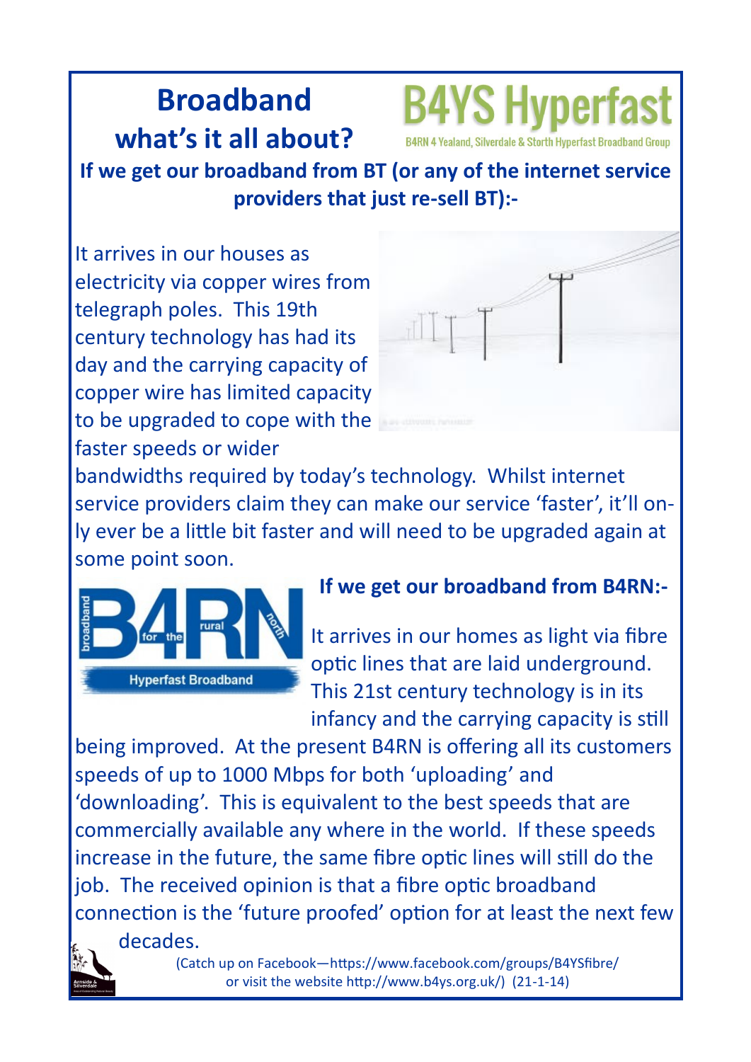# Broadband what's it all about?

**B4YS Hyperfast**

B4RN 4 Yealand, Silverdale & Storth Hyperfast Broadband Group

**If we get our broadband from BT (or any of the internet service providers that just re-sell BT):-**

It arrives in our houses as electricity via copper wires from telegraph poles. This 19th century technology has had its day and the carrying capacity of copper wire has limited capacity to be upgraded to cope with the faster speeds or wider bandwidths required by today's technology. Whilst internet service providers claim they can make our service 'faster', it'll only ever be a little bit faster and will need to be upgraded again at some point soon.

**If we get our broadband from B4RN:-**

It arrives in our homes as light via fibre optic lines that are laid underground. This 21st century technology is in its infancy and the carrying capacity is still being improved. At the present B4RN is offering all its customers speeds of up to 1000 Mbps for both 'uploading' and 'downloading'. This is equivalent to the best speeds that are commercially available any where in the world. If these speeds increase in the future, the same fibre optic lines will still do the job. The received opinion is that a fibre optic broadband connection is the 'future proofed' option for at least the next few decades.

(Catch up on Facebook—https://www.facebook.com/groups/B4YSfibre/ or visit the website http://www.b4ys.org.uk/) (21-1-14)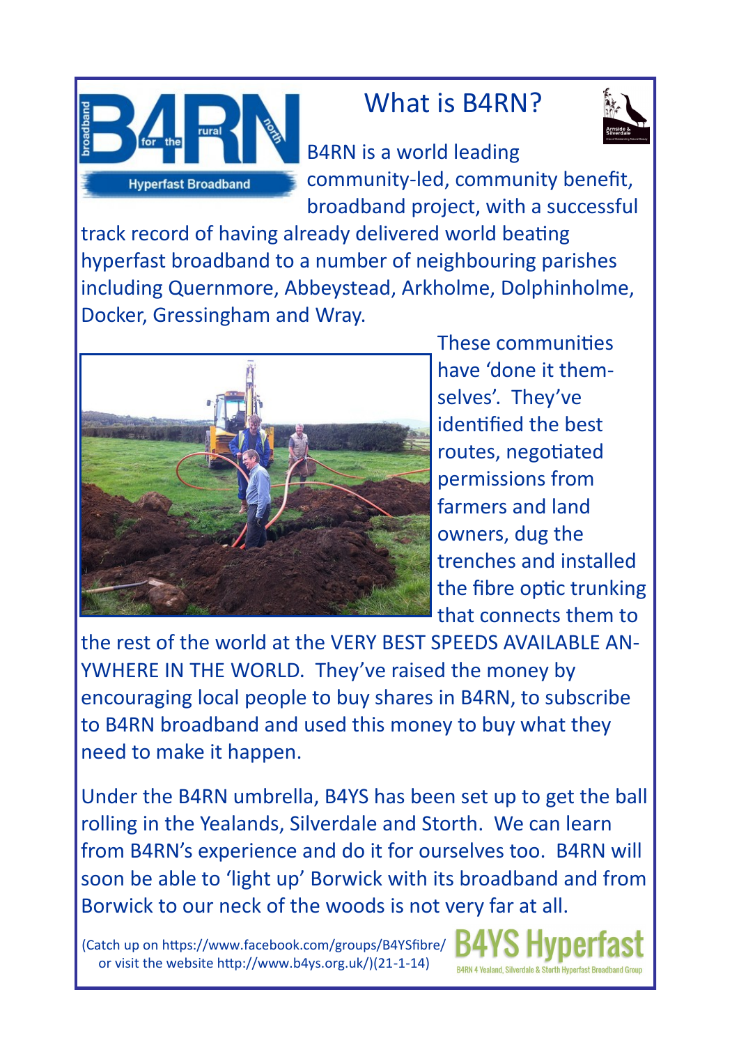# What is B4RN?

B4RN is a world leading community-led, community benefit, broadband project, with a successful track record of having already delivered world beating hyperfast broadband to a number of neighbouring parishes including Quernmore, Abbeystead, Arkholme, Dolphinholme, Docker, Gressingham and Wray.

These communities have 'done it themselves'. They've identified the best routes, negotiated permissions from farmers and land owners, dug the trenches and installed the fibre optic trunking that connects them to the rest of the world at the VERY BEST SPEEDS AVAILABLE ANYWHERE IN THE WORLD. They've raised the money by encouraging local people to buy shares in B4RN, to subscribe to B4RN broadband and used this money to buy what they need to make it happen.

Under the B4RN umbrella, B4YS has been set up to get the ball rolling in the Yealands, Silverdale and Storth. We can learn from B4RN's experience and do it for ourselves too. B4RN will soon be able to 'light up' Borwick with its broadband and from Borwick to our neck of the woods is not very far at all.

(Catch up on https://www.facebook.com/groups/B4YSfibre/ or visit the website http://www.b4ys.org.uk/)(21-1-14)

**B4YS Hyperfast**
B4RN 4 Yealand, Silverdale & Storth Hyperfast Broadband Group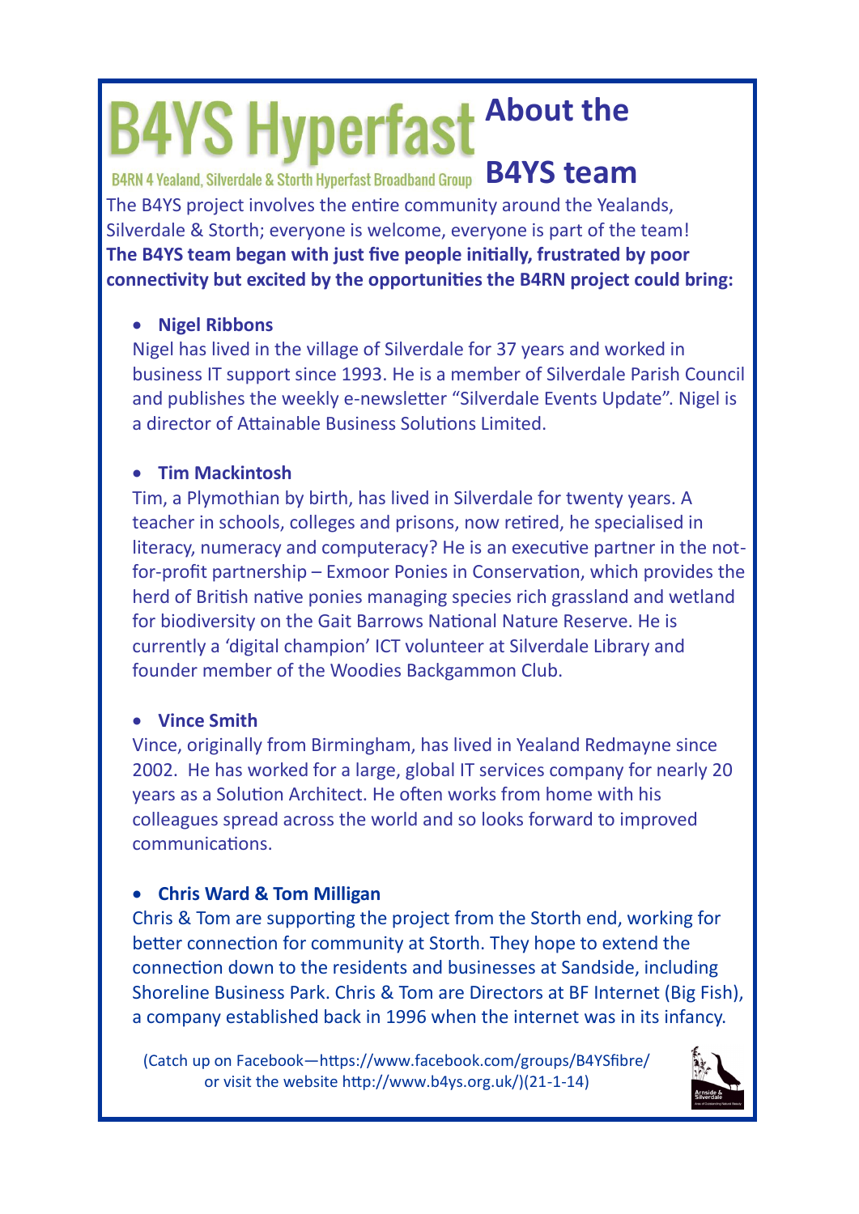# B4YS Hyperfast

B4RN 4 Yealand, Silverdale & Storth Hyperfast Broadband Group

## About the B4YS team

The B4YS project involves the entire community around the Yealands, Silverdale & Storth; everyone is welcome, everyone is part of the team!

**The B4YS team began with just five people initially, frustrated by poor connectivity but excited by the opportunities the B4RN project could bring:**

- **Nigel Ribbons**
  Nigel has lived in the village of Silverdale for 37 years and worked in business IT support since 1993. He is a member of Silverdale Parish Council and publishes the weekly e-newsletter "Silverdale Events Update". Nigel is a director of Attainable Business Solutions Limited.

- **Tim Mackintosh**
  Tim, a Plymothian by birth, has lived in Silverdale for twenty years. A teacher in schools, colleges and prisons, now retired, he specialised in literacy, numeracy and computeracy? He is an executive partner in the not-for-profit partnership – Exmoor Ponies in Conservation, which provides the herd of British native ponies managing species rich grassland and wetland for biodiversity on the Gait Barrows National Nature Reserve. He is currently a 'digital champion' ICT volunteer at Silverdale Library and founder member of the Woodies Backgammon Club.

- **Vince Smith**
  Vince, originally from Birmingham, has lived in Yealand Redmayne since 2002. He has worked for a large, global IT services company for nearly 20 years as a Solution Architect. He often works from home with his colleagues spread across the world and so looks forward to improved communications.

- **Chris Ward & Tom Milligan**
  Chris & Tom are supporting the project from the Storth end, working for better connection for community at Storth. They hope to extend the connection down to the residents and businesses at Sandside, including Shoreline Business Park. Chris & Tom are Directors at BF Internet (Big Fish), a company established back in 1996 when the internet was in its infancy.

(Catch up on Facebook—https://www.facebook.com/groups/B4YSfibre/ or visit the website http://www.b4ys.org.uk/)(21-1-14)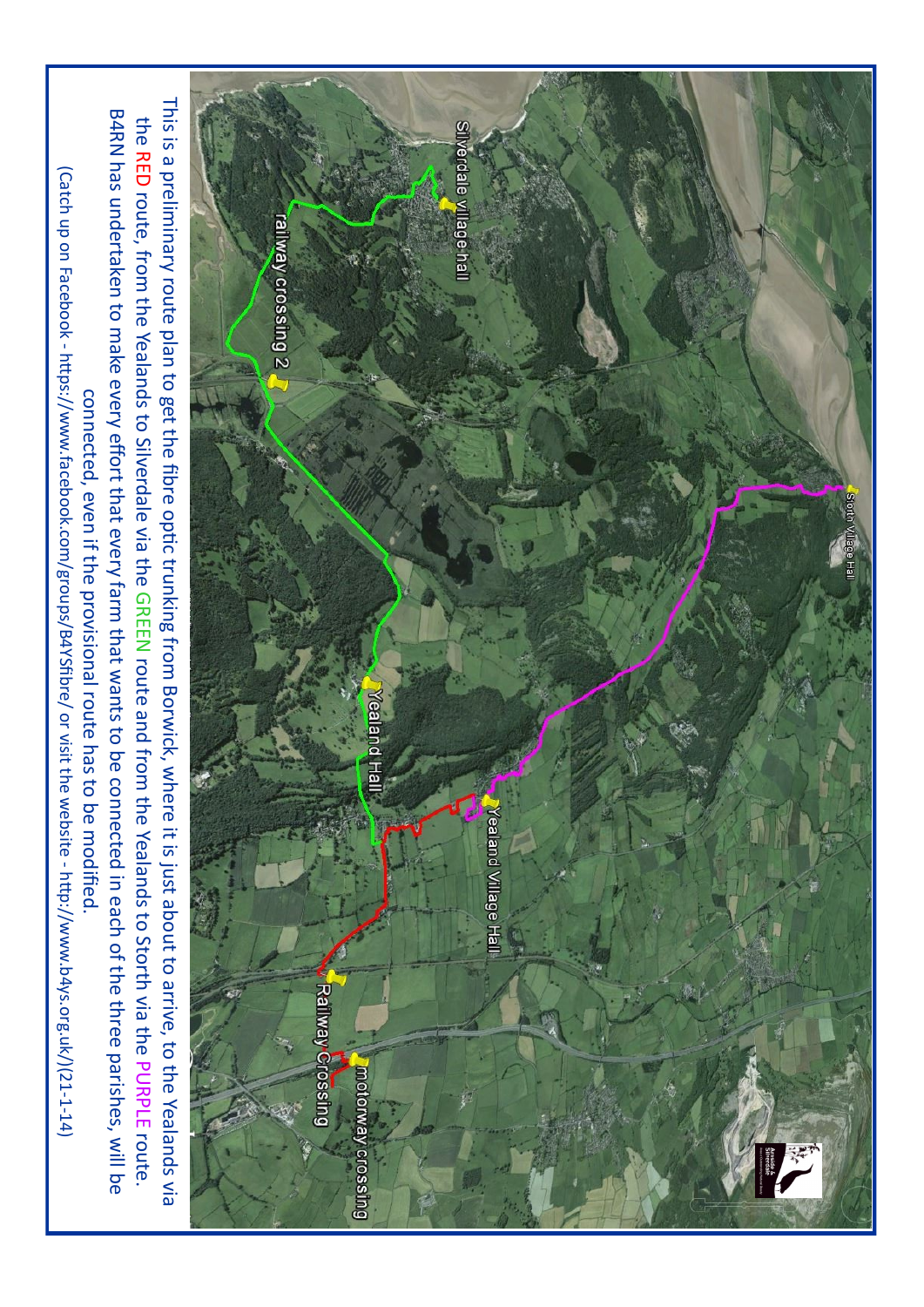Storth Village Hall

Silverdale village hall

railway crossing 2

Yealand Hall

Yealand Village Hall

Railway Crossing

motorway crossing

This is a preliminary route plan to get the fibre optic trunking from Borwick, where it is just about to arrive, to the Yealands via the RED route, from the Yealands to Silverdale via the GREEN route and from the Yealands to Storth via the PURPLE route.

B4RN has undertaken to make every effort that every farm that wants to be connected in each of the three parishes, will be connected, even if the provisional route has to be modified.

(Catch up on Facebook - https://www.facebook.com/groups/B4YSfibre/ or visit the website - http://www.b4ys.org.uk/)(21-1-14)